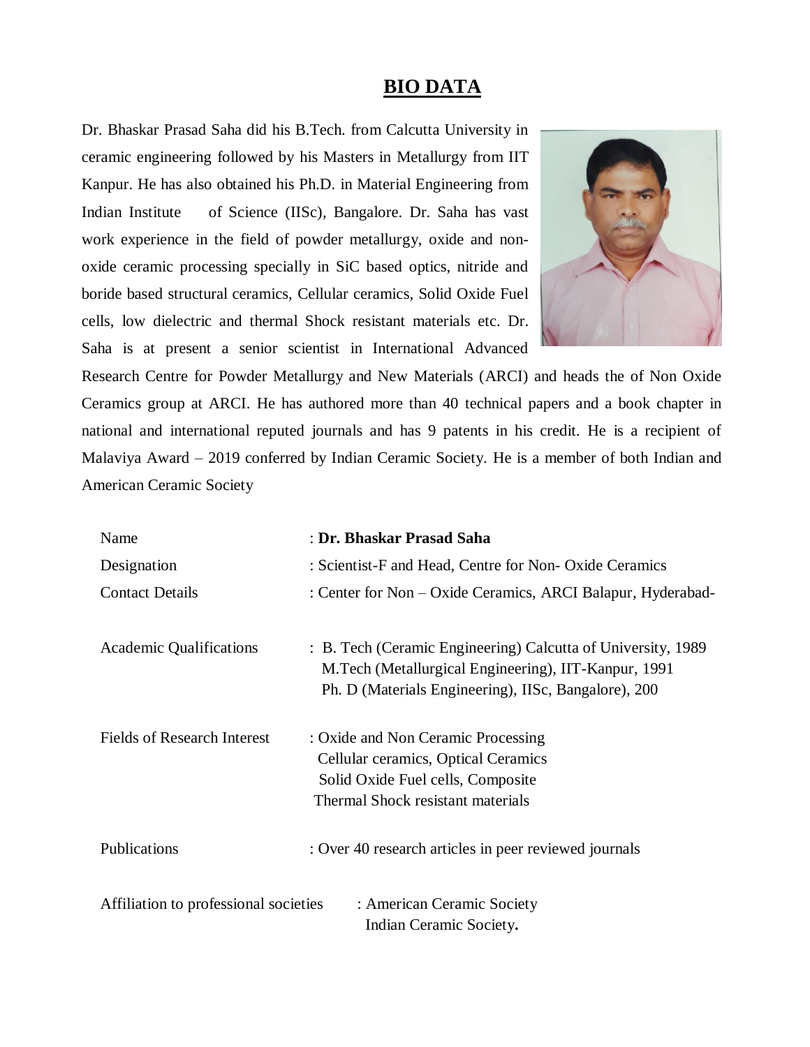# BIO DATA

Dr. Bhaskar Prasad Saha did his B.Tech. from Calcutta University in ceramic engineering followed by his Masters in Metallurgy from IIT Kanpur. He has also obtained his Ph.D. in Material Engineering from Indian Institute of Science (IISc), Bangalore. Dr. Saha has vast work experience in the field of powder metallurgy, oxide and non-oxide ceramic processing specially in SiC based optics, nitride and boride based structural ceramics, Cellular ceramics, Solid Oxide Fuel cells, low dielectric and thermal Shock resistant materials etc. Dr. Saha is at present a senior scientist in International Advanced Research Centre for Powder Metallurgy and New Materials (ARCI) and heads the of Non Oxide Ceramics group at ARCI. He has authored more than 40 technical papers and a book chapter in national and international reputed journals and has 9 patents in his credit. He is a recipient of Malaviya Award – 2019 conferred by Indian Ceramic Society. He is a member of both Indian and American Ceramic Society

| | |
|---|---|
| Name | : **Dr. Bhaskar Prasad Saha** |
| Designation | : Scientist-F and Head, Centre for Non- Oxide Ceramics |
| Contact Details | : Center for Non – Oxide Ceramics, ARCI Balapur, Hyderabad- |
| Academic Qualifications | : B. Tech (Ceramic Engineering) Calcutta of University, 1989<br>M.Tech (Metallurgical Engineering), IIT-Kanpur, 1991<br>Ph. D (Materials Engineering), IISc, Bangalore), 200 |
| Fields of Research Interest | : Oxide and Non Ceramic Processing<br>Cellular ceramics, Optical Ceramics<br>Solid Oxide Fuel cells, Composite<br>Thermal Shock resistant materials |
| Publications | : Over 40 research articles in peer reviewed journals |
| Affiliation to professional societies | : American Ceramic Society<br>Indian Ceramic Society. |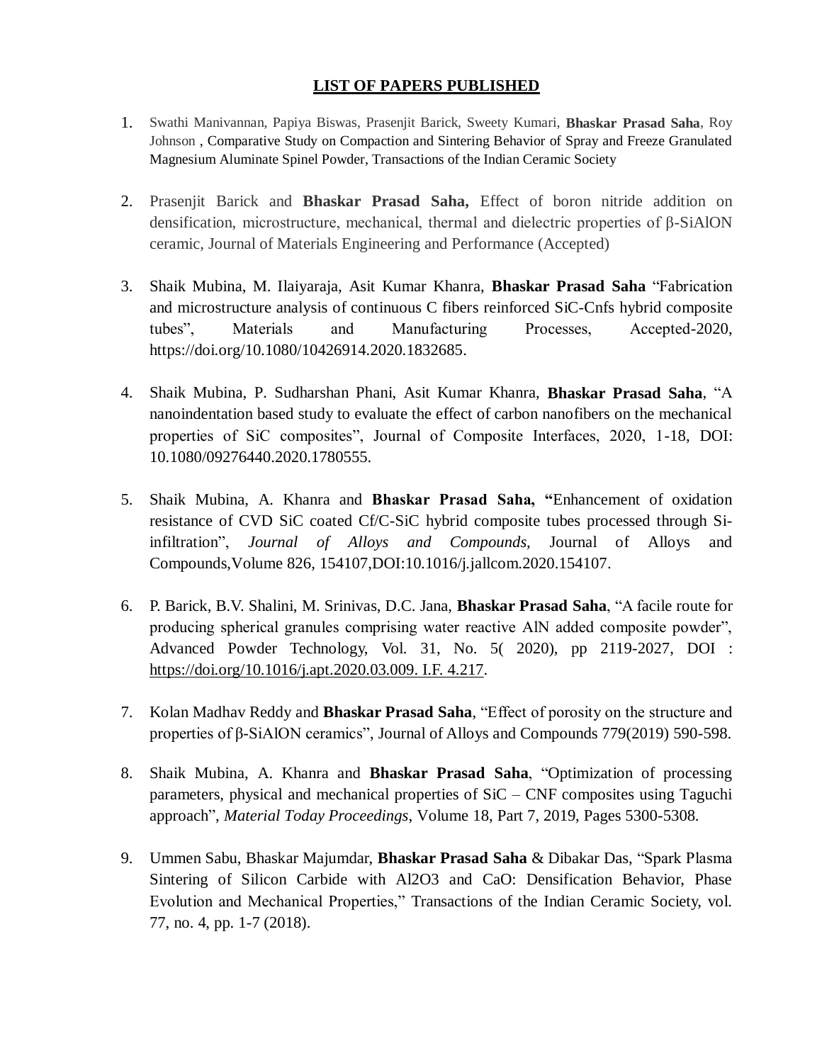**LIST OF PAPERS PUBLISHED**

1. Swathi Manivannan, Papiya Biswas, Prasenjit Barick, Sweety Kumari, **Bhaskar Prasad Saha**, Roy Johnson , Comparative Study on Compaction and Sintering Behavior of Spray and Freeze Granulated Magnesium Aluminate Spinel Powder, Transactions of the Indian Ceramic Society

2. Prasenjit Barick and **Bhaskar Prasad Saha,** Effect of boron nitride addition on densification, microstructure, mechanical, thermal and dielectric properties of β-SiAlON ceramic, Journal of Materials Engineering and Performance (Accepted)

3. Shaik Mubina, M. Ilaiyaraja, Asit Kumar Khanra, **Bhaskar Prasad Saha** "Fabrication and microstructure analysis of continuous C fibers reinforced SiC-Cnfs hybrid composite tubes", Materials and Manufacturing Processes, Accepted-2020, https://doi.org/10.1080/10426914.2020.1832685.

4. Shaik Mubina, P. Sudharshan Phani, Asit Kumar Khanra, **Bhaskar Prasad Saha**, "A nanoindentation based study to evaluate the effect of carbon nanofibers on the mechanical properties of SiC composites", Journal of Composite Interfaces, 2020, 1-18, DOI: 10.1080/09276440.2020.1780555.

5. Shaik Mubina, A. Khanra and **Bhaskar Prasad Saha, "**Enhancement of oxidation resistance of CVD SiC coated Cf/C-SiC hybrid composite tubes processed through Si-infiltration", *Journal of Alloys and Compounds,* Journal of Alloys and Compounds,Volume 826, 154107,DOI:10.1016/j.jallcom.2020.154107.

6. P. Barick, B.V. Shalini, M. Srinivas, D.C. Jana, **Bhaskar Prasad Saha**, "A facile route for producing spherical granules comprising water reactive AlN added composite powder", Advanced Powder Technology, Vol. 31, No. 5( 2020), pp 2119-2027, DOI : https://doi.org/10.1016/j.apt.2020.03.009. I.F. 4.217.

7. Kolan Madhav Reddy and **Bhaskar Prasad Saha**, "Effect of porosity on the structure and properties of β-SiAlON ceramics", Journal of Alloys and Compounds 779(2019) 590-598.

8. Shaik Mubina, A. Khanra and **Bhaskar Prasad Saha**, "Optimization of processing parameters, physical and mechanical properties of SiC – CNF composites using Taguchi approach", *Material Today Proceedings*, Volume 18, Part 7, 2019, Pages 5300-5308.

9. Ummen Sabu, Bhaskar Majumdar, **Bhaskar Prasad Saha** & Dibakar Das, "Spark Plasma Sintering of Silicon Carbide with $Al_2O_3$ and CaO: Densification Behavior, Phase Evolution and Mechanical Properties," Transactions of the Indian Ceramic Society, vol. 77, no. 4, pp. 1-7 (2018).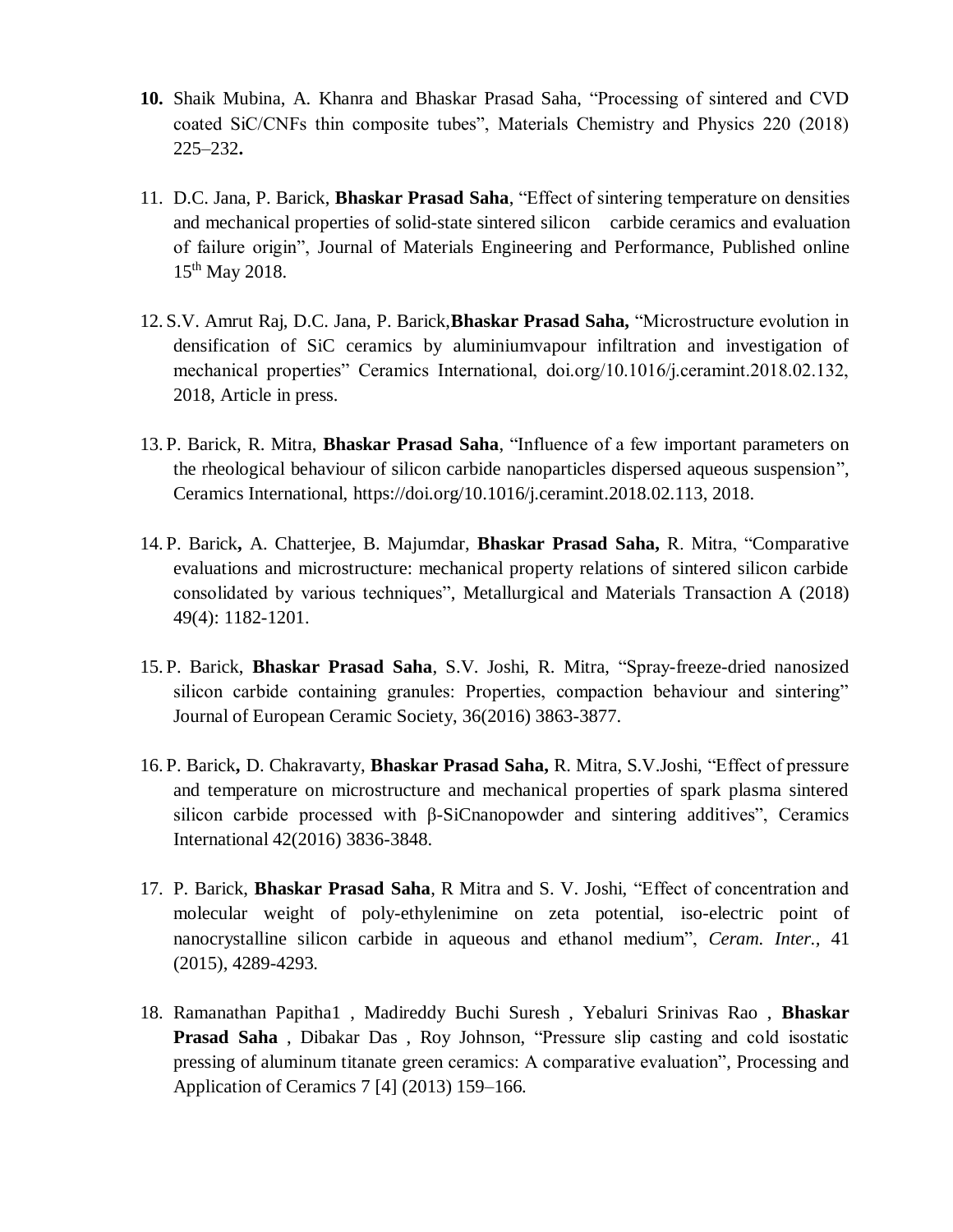10. Shaik Mubina, A. Khanra and Bhaskar Prasad Saha, "Processing of sintered and CVD coated SiC/CNFs thin composite tubes", Materials Chemistry and Physics 220 (2018) 225–232**.**

11. D.C. Jana, P. Barick, **Bhaskar Prasad Saha**, "Effect of sintering temperature on densities and mechanical properties of solid-state sintered silicon carbide ceramics and evaluation of failure origin", Journal of Materials Engineering and Performance, Published online 15th May 2018.

12. S.V. Amrut Raj, D.C. Jana, P. Barick,**Bhaskar Prasad Saha,** "Microstructure evolution in densification of SiC ceramics by aluminiumvapour infiltration and investigation of mechanical properties" Ceramics International, doi.org/10.1016/j.ceramint.2018.02.132, 2018, Article in press.

13. P. Barick, R. Mitra, **Bhaskar Prasad Saha**, "Influence of a few important parameters on the rheological behaviour of silicon carbide nanoparticles dispersed aqueous suspension", Ceramics International, https://doi.org/10.1016/j.ceramint.2018.02.113, 2018.

14. P. Barick**,** A. Chatterjee, B. Majumdar, **Bhaskar Prasad Saha,** R. Mitra, "Comparative evaluations and microstructure: mechanical property relations of sintered silicon carbide consolidated by various techniques", Metallurgical and Materials Transaction A (2018) 49(4): 1182-1201.

15. P. Barick, **Bhaskar Prasad Saha**, S.V. Joshi, R. Mitra, "Spray-freeze-dried nanosized silicon carbide containing granules: Properties, compaction behaviour and sintering" Journal of European Ceramic Society, 36(2016) 3863-3877.

16. P. Barick**,** D. Chakravarty, **Bhaskar Prasad Saha,** R. Mitra, S.V.Joshi, "Effect of pressure and temperature on microstructure and mechanical properties of spark plasma sintered silicon carbide processed with β-SiCnanopowder and sintering additives", Ceramics International 42(2016) 3836-3848.

17. P. Barick, **Bhaskar Prasad Saha**, R Mitra and S. V. Joshi, "Effect of concentration and molecular weight of poly-ethylenimine on zeta potential, iso-electric point of nanocrystalline silicon carbide in aqueous and ethanol medium", *Ceram. Inter.*, 41 (2015), 4289-4293.

18. Ramanathan Papitha1 , Madireddy Buchi Suresh , Yebaluri Srinivas Rao , **Bhaskar Prasad Saha** , Dibakar Das , Roy Johnson, "Pressure slip casting and cold isostatic pressing of aluminum titanate green ceramics: A comparative evaluation", Processing and Application of Ceramics 7 [4] (2013) 159–166.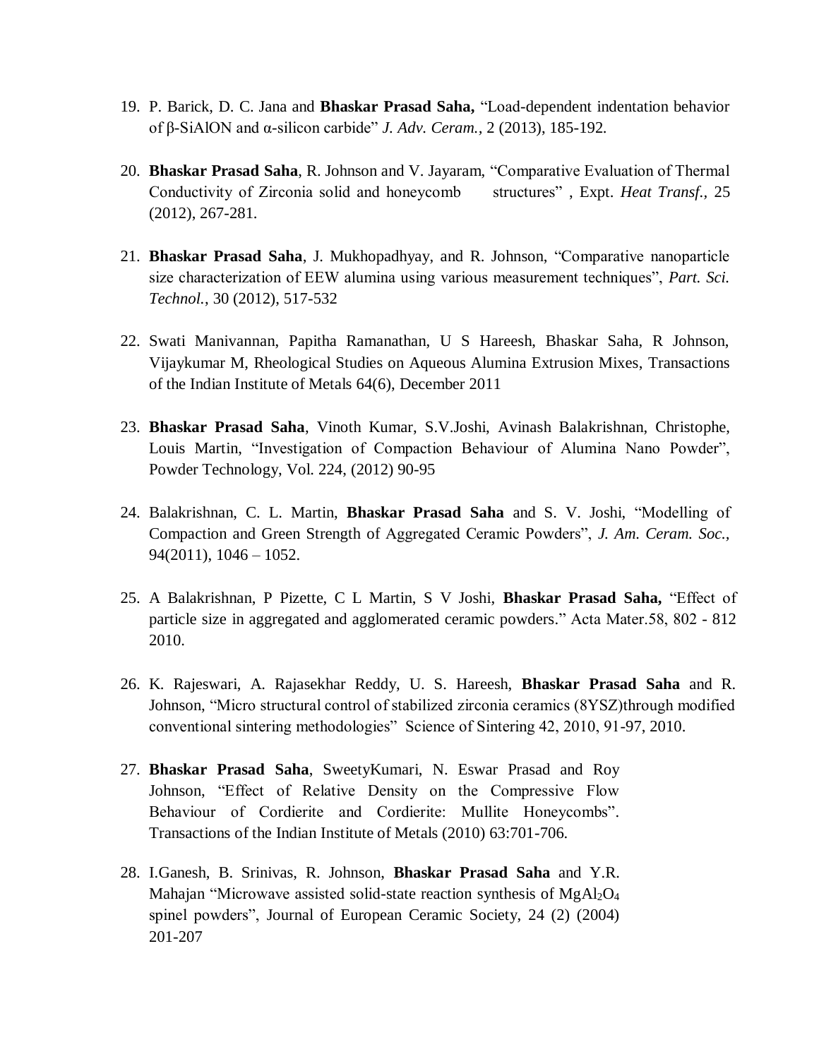19. P. Barick, D. C. Jana and **Bhaskar Prasad Saha,** "Load-dependent indentation behavior of β-SiAlON and α-silicon carbide" *J. Adv. Ceram.*, 2 (2013), 185-192.

20. **Bhaskar Prasad Saha**, R. Johnson and V. Jayaram, "Comparative Evaluation of Thermal Conductivity of Zirconia solid and honeycomb structures" , Expt. *Heat Transf.,* 25 (2012), 267-281.

21. **Bhaskar Prasad Saha**, J. Mukhopadhyay, and R. Johnson, "Comparative nanoparticle size characterization of EEW alumina using various measurement techniques", *Part. Sci. Technol.*, 30 (2012), 517-532

22. Swati Manivannan, Papitha Ramanathan, U S Hareesh, Bhaskar Saha, R Johnson, Vijaykumar M, Rheological Studies on Aqueous Alumina Extrusion Mixes, Transactions of the Indian Institute of Metals 64(6), December 2011

23. **Bhaskar Prasad Saha**, Vinoth Kumar, S.V.Joshi, Avinash Balakrishnan, Christophe, Louis Martin, "Investigation of Compaction Behaviour of Alumina Nano Powder", Powder Technology, Vol. 224, (2012) 90-95

24. Balakrishnan, C. L. Martin, **Bhaskar Prasad Saha** and S. V. Joshi, "Modelling of Compaction and Green Strength of Aggregated Ceramic Powders", *J. Am. Ceram. Soc.,* 94(2011), 1046 – 1052.

25. A Balakrishnan, P Pizette, C L Martin, S V Joshi, **Bhaskar Prasad Saha,** "Effect of particle size in aggregated and agglomerated ceramic powders." Acta Mater.58, 802 - 812 2010.

26. K. Rajeswari, A. Rajasekhar Reddy, U. S. Hareesh, **Bhaskar Prasad Saha** and R. Johnson, "Micro structural control of stabilized zirconia ceramics (8YSZ)through modified conventional sintering methodologies" Science of Sintering 42, 2010, 91-97, 2010.

27. **Bhaskar Prasad Saha**, SweetyKumari, N. Eswar Prasad and Roy Johnson, "Effect of Relative Density on the Compressive Flow Behaviour of Cordierite and Cordierite: Mullite Honeycombs". Transactions of the Indian Institute of Metals (2010) 63:701-706.

28. I.Ganesh, B. Srinivas, R. Johnson, **Bhaskar Prasad Saha** and Y.R. Mahajan "Microwave assisted solid-state reaction synthesis of $MgAl_2O_4$ spinel powders", Journal of European Ceramic Society, 24 (2) (2004) 201-207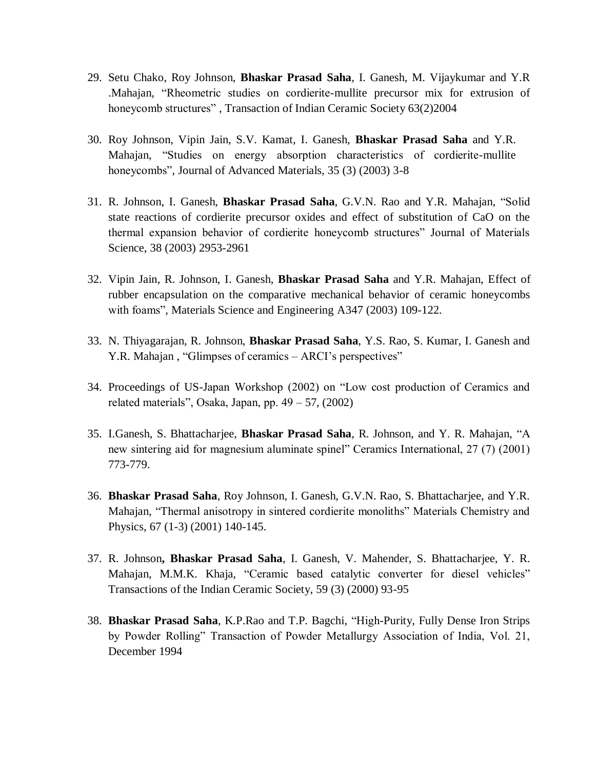29. Setu Chako, Roy Johnson, **Bhaskar Prasad Saha**, I. Ganesh, M. Vijaykumar and Y.R .Mahajan, "Rheometric studies on cordierite-mullite precursor mix for extrusion of honeycomb structures" , Transaction of Indian Ceramic Society 63(2)2004

30. Roy Johnson, Vipin Jain, S.V. Kamat, I. Ganesh, **Bhaskar Prasad Saha** and Y.R. Mahajan, "Studies on energy absorption characteristics of cordierite-mullite honeycombs", Journal of Advanced Materials, 35 (3) (2003) 3-8

31. R. Johnson, I. Ganesh, **Bhaskar Prasad Saha**, G.V.N. Rao and Y.R. Mahajan, "Solid state reactions of cordierite precursor oxides and effect of substitution of CaO on the thermal expansion behavior of cordierite honeycomb structures" Journal of Materials Science, 38 (2003) 2953-2961

32. Vipin Jain, R. Johnson, I. Ganesh, **Bhaskar Prasad Saha** and Y.R. Mahajan, Effect of rubber encapsulation on the comparative mechanical behavior of ceramic honeycombs with foams", Materials Science and Engineering A347 (2003) 109-122.

33. N. Thiyagarajan, R. Johnson, **Bhaskar Prasad Saha**, Y.S. Rao, S. Kumar, I. Ganesh and Y.R. Mahajan , "Glimpses of ceramics – ARCI's perspectives"

34. Proceedings of US-Japan Workshop (2002) on "Low cost production of Ceramics and related materials", Osaka, Japan, pp. 49 – 57, (2002)

35. I.Ganesh, S. Bhattacharjee, **Bhaskar Prasad Saha**, R. Johnson, and Y. R. Mahajan, "A new sintering aid for magnesium aluminate spinel" Ceramics International, 27 (7) (2001) 773-779.

36. **Bhaskar Prasad Saha**, Roy Johnson, I. Ganesh, G.V.N. Rao, S. Bhattacharjee, and Y.R. Mahajan, "Thermal anisotropy in sintered cordierite monoliths" Materials Chemistry and Physics, 67 (1-3) (2001) 140-145.

37. R. Johnson**, Bhaskar Prasad Saha**, I. Ganesh, V. Mahender, S. Bhattacharjee, Y. R. Mahajan, M.M.K. Khaja, "Ceramic based catalytic converter for diesel vehicles" Transactions of the Indian Ceramic Society, 59 (3) (2000) 93-95

38. **Bhaskar Prasad Saha**, K.P.Rao and T.P. Bagchi, "High-Purity, Fully Dense Iron Strips by Powder Rolling" Transaction of Powder Metallurgy Association of India, Vol. 21, December 1994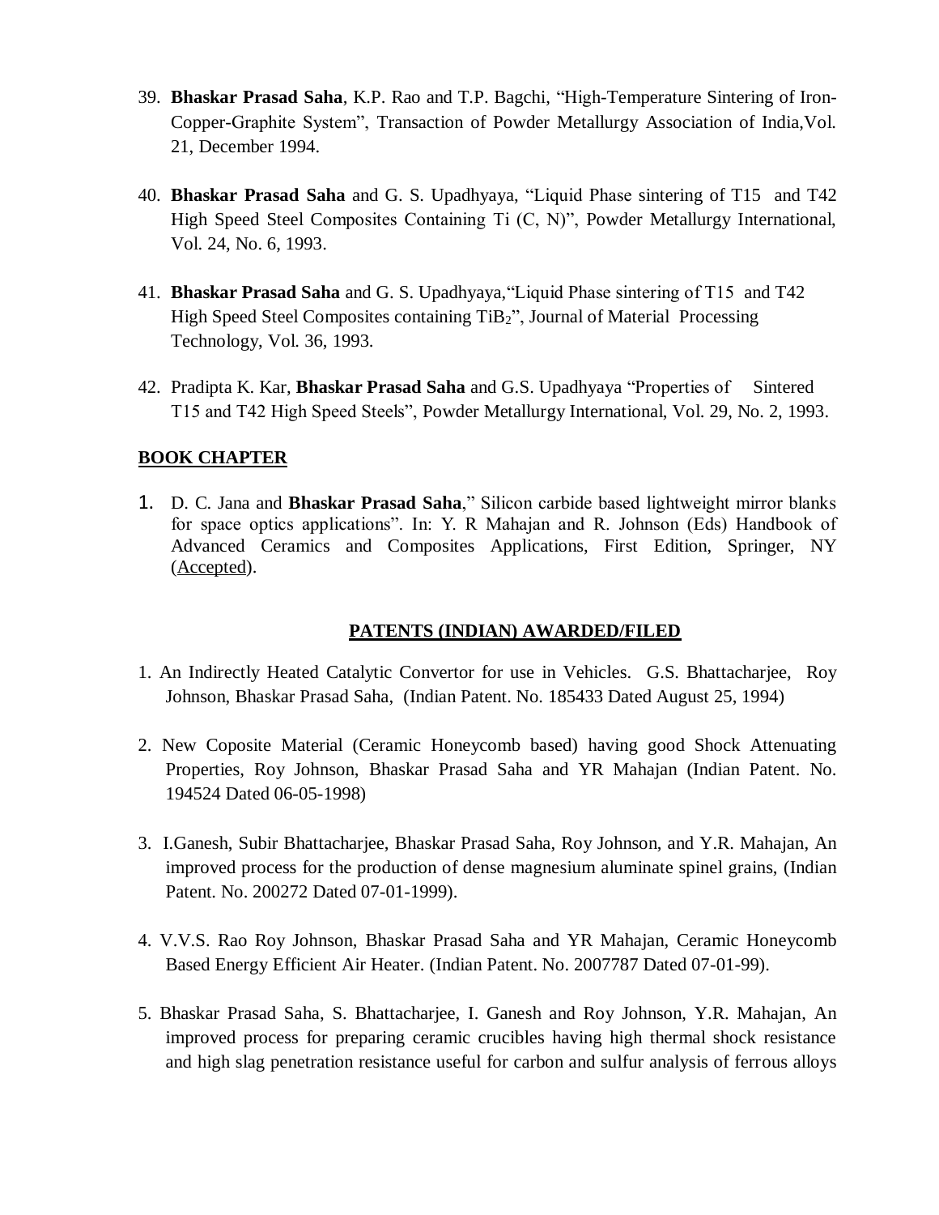39. **Bhaskar Prasad Saha**, K.P. Rao and T.P. Bagchi, “High-Temperature Sintering of Iron-Copper-Graphite System”, Transaction of Powder Metallurgy Association of India,Vol. 21, December 1994.

40. **Bhaskar Prasad Saha** and G. S. Upadhyaya, “Liquid Phase sintering of T15 and T42 High Speed Steel Composites Containing Ti (C, N)”, Powder Metallurgy International, Vol. 24, No. 6, 1993.

41. **Bhaskar Prasad Saha** and G. S. Upadhyaya,“Liquid Phase sintering of T15 and T42 High Speed Steel Composites containing $TiB_2$”, Journal of Material Processing Technology, Vol. 36, 1993.

42. Pradipta K. Kar, **Bhaskar Prasad Saha** and G.S. Upadhyaya “Properties of Sintered T15 and T42 High Speed Steels”, Powder Metallurgy International, Vol. 29, No. 2, 1993.

## BOOK CHAPTER

1. D. C. Jana and **Bhaskar Prasad Saha**,” Silicon carbide based lightweight mirror blanks for space optics applications”. In: Y. R Mahajan and R. Johnson (Eds) Handbook of Advanced Ceramics and Composites Applications, First Edition, Springer, NY (Accepted).

## PATENTS (INDIAN) AWARDED/FILED

1. An Indirectly Heated Catalytic Convertor for use in Vehicles. G.S. Bhattacharjee, Roy Johnson, Bhaskar Prasad Saha, (Indian Patent. No. 185433 Dated August 25, 1994)

2. New Coposite Material (Ceramic Honeycomb based) having good Shock Attenuating Properties, Roy Johnson, Bhaskar Prasad Saha and YR Mahajan (Indian Patent. No. 194524 Dated 06-05-1998)

3. I.Ganesh, Subir Bhattacharjee, Bhaskar Prasad Saha, Roy Johnson, and Y.R. Mahajan, An improved process for the production of dense magnesium aluminate spinel grains, (Indian Patent. No. 200272 Dated 07-01-1999).

4. V.V.S. Rao Roy Johnson, Bhaskar Prasad Saha and YR Mahajan, Ceramic Honeycomb Based Energy Efficient Air Heater. (Indian Patent. No. 2007787 Dated 07-01-99).

5. Bhaskar Prasad Saha, S. Bhattacharjee, I. Ganesh and Roy Johnson, Y.R. Mahajan, An improved process for preparing ceramic crucibles having high thermal shock resistance and high slag penetration resistance useful for carbon and sulfur analysis of ferrous alloys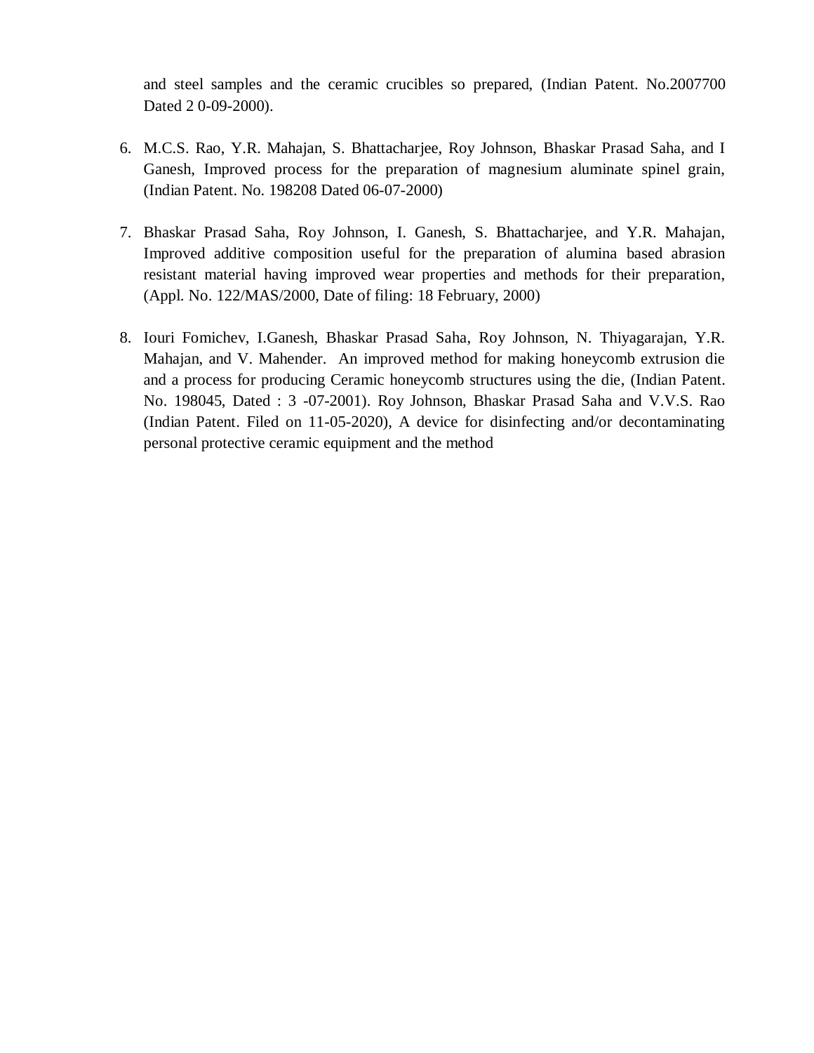and steel samples and the ceramic crucibles so prepared, (Indian Patent. No.2007700 Dated 2 0-09-2000).

6. M.C.S. Rao, Y.R. Mahajan, S. Bhattacharjee, Roy Johnson, Bhaskar Prasad Saha, and I Ganesh, Improved process for the preparation of magnesium aluminate spinel grain, (Indian Patent. No. 198208 Dated 06-07-2000)

7. Bhaskar Prasad Saha, Roy Johnson, I. Ganesh, S. Bhattacharjee, and Y.R. Mahajan, Improved additive composition useful for the preparation of alumina based abrasion resistant material having improved wear properties and methods for their preparation, (Appl. No. 122/MAS/2000, Date of filing: 18 February, 2000)

8. Iouri Fomichev, I.Ganesh, Bhaskar Prasad Saha, Roy Johnson, N. Thiyagarajan, Y.R. Mahajan, and V. Mahender. An improved method for making honeycomb extrusion die and a process for producing Ceramic honeycomb structures using the die, (Indian Patent. No. 198045, Dated : 3 -07-2001). Roy Johnson, Bhaskar Prasad Saha and V.V.S. Rao (Indian Patent. Filed on 11-05-2020), A device for disinfecting and/or decontaminating personal protective ceramic equipment and the method